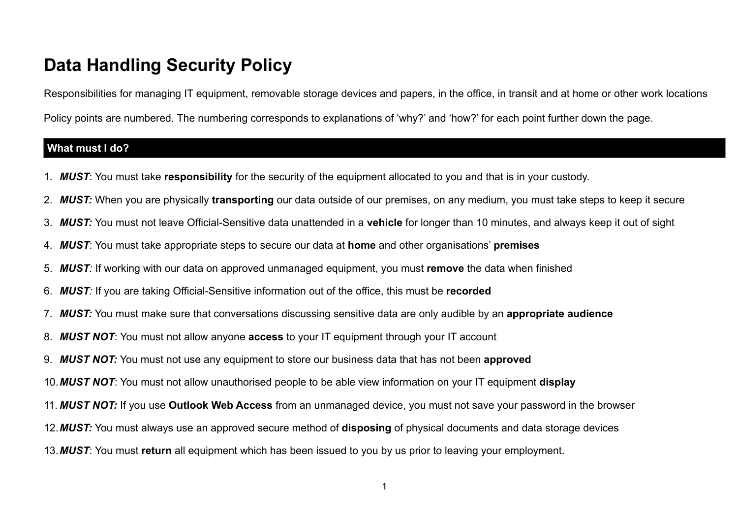# Data Handling Security Policy

Responsibilities for managing IT equipment, removable storage devices and papers, in the office, in transit and at home or other work locations

Policy points are numbered. The numbering corresponds to explanations of 'why?' and 'how?' for each point further down the page.

## What must I do?

1. ***MUST***: You must take **responsibility** for the security of the equipment allocated to you and that is in your custody.
2. ***MUST:*** When you are physically **transporting** our data outside of our premises, on any medium, you must take steps to keep it secure
3. ***MUST:*** You must not leave Official-Sensitive data unattended in a **vehicle** for longer than 10 minutes, and always keep it out of sight
4. ***MUST***: You must take appropriate steps to secure our data at **home** and other organisations' **premises**
5. ***MUST****:* If working with our data on approved unmanaged equipment, you must **remove** the data when finished
6. ***MUST****:* If you are taking Official-Sensitive information out of the office, this must be **recorded**
7. ***MUST:*** You must make sure that conversations discussing sensitive data are only audible by an **appropriate audience**
8. ***MUST NOT***: You must not allow anyone **access** to your IT equipment through your IT account
9. ***MUST NOT:*** You must not use any equipment to store our business data that has not been **approved**
10. ***MUST NOT***: You must not allow unauthorised people to be able view information on your IT equipment **display**
11. ***MUST NOT:*** If you use **Outlook Web Access** from an unmanaged device, you must not save your password in the browser
12. ***MUST:*** You must always use an approved secure method of **disposing** of physical documents and data storage devices
13. ***MUST***: You must **return** all equipment which has been issued to you by us prior to leaving your employment.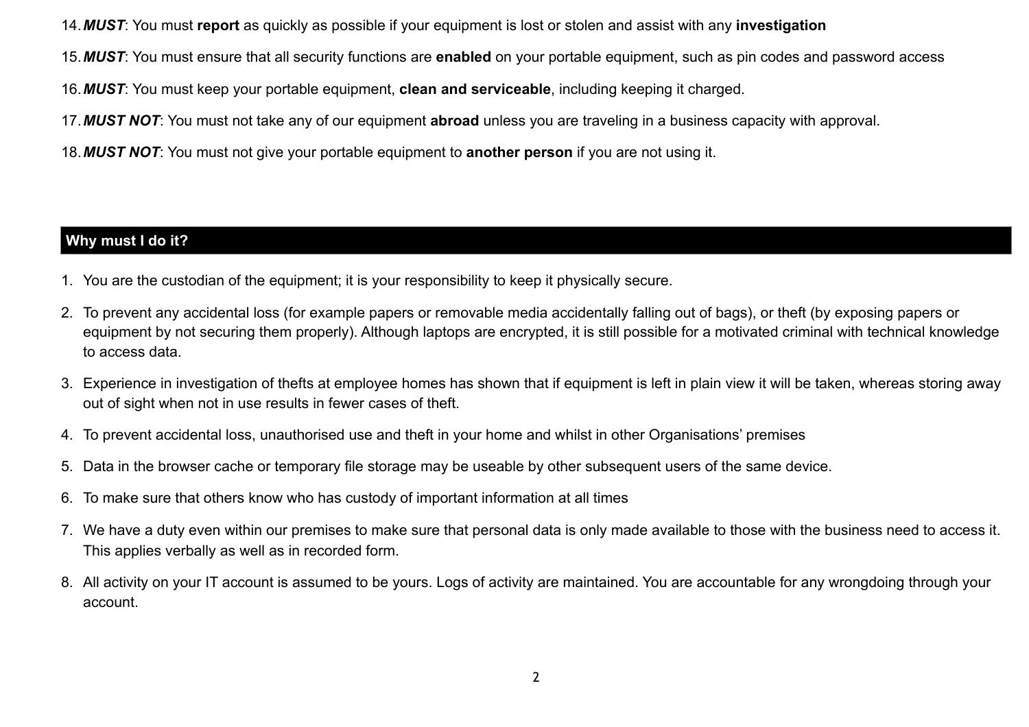14. ***MUST***: You must **report** as quickly as possible if your equipment is lost or stolen and assist with any **investigation**

15. ***MUST***: You must ensure that all security functions are **enabled** on your portable equipment, such as pin codes and password access

16. ***MUST***: You must keep your portable equipment, **clean and serviceable**, including keeping it charged.

17. ***MUST NOT***: You must not take any of our equipment **abroad** unless you are traveling in a business capacity with approval.

18. ***MUST NOT***: You must not give your portable equipment to **another person** if you are not using it.

## Why must I do it?

1. You are the custodian of the equipment; it is your responsibility to keep it physically secure.
2. To prevent any accidental loss (for example papers or removable media accidentally falling out of bags), or theft (by exposing papers or equipment by not securing them properly). Although laptops are encrypted, it is still possible for a motivated criminal with technical knowledge to access data.
3. Experience in investigation of thefts at employee homes has shown that if equipment is left in plain view it will be taken, whereas storing away out of sight when not in use results in fewer cases of theft.
4. To prevent accidental loss, unauthorised use and theft in your home and whilst in other Organisations' premises
5. Data in the browser cache or temporary file storage may be useable by other subsequent users of the same device.
6. To make sure that others know who has custody of important information at all times
7. We have a duty even within our premises to make sure that personal data is only made available to those with the business need to access it. This applies verbally as well as in recorded form.
8. All activity on your IT account is assumed to be yours. Logs of activity are maintained. You are accountable for any wrongdoing through your account.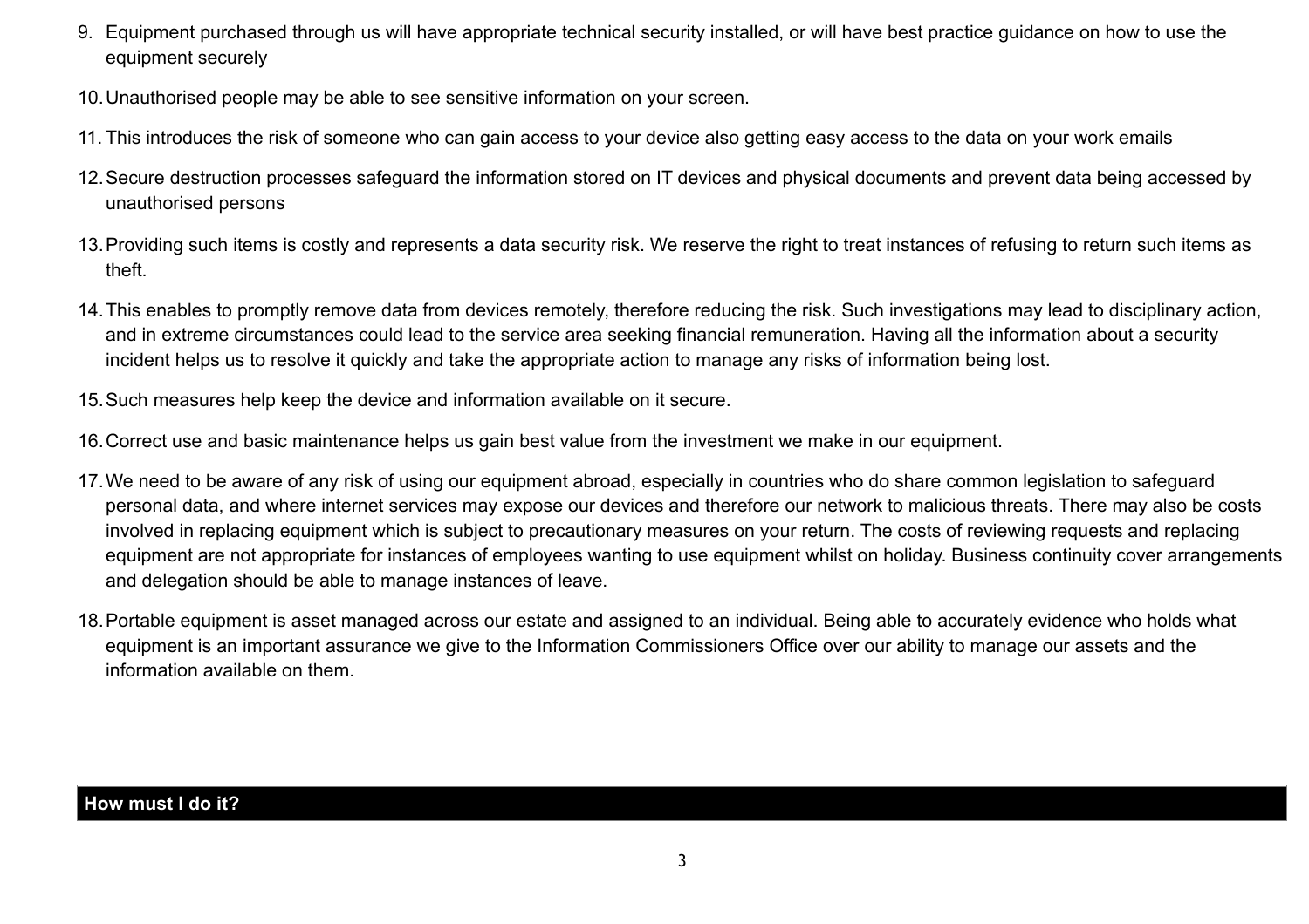9. Equipment purchased through us will have appropriate technical security installed, or will have best practice guidance on how to use the equipment securely

10. Unauthorised people may be able to see sensitive information on your screen.

11. This introduces the risk of someone who can gain access to your device also getting easy access to the data on your work emails

12. Secure destruction processes safeguard the information stored on IT devices and physical documents and prevent data being accessed by unauthorised persons

13. Providing such items is costly and represents a data security risk. We reserve the right to treat instances of refusing to return such items as theft.

14. This enables to promptly remove data from devices remotely, therefore reducing the risk. Such investigations may lead to disciplinary action, and in extreme circumstances could lead to the service area seeking financial remuneration. Having all the information about a security incident helps us to resolve it quickly and take the appropriate action to manage any risks of information being lost.

15. Such measures help keep the device and information available on it secure.

16. Correct use and basic maintenance helps us gain best value from the investment we make in our equipment.

17. We need to be aware of any risk of using our equipment abroad, especially in countries who do share common legislation to safeguard personal data, and where internet services may expose our devices and therefore our network to malicious threats. There may also be costs involved in replacing equipment which is subject to precautionary measures on your return. The costs of reviewing requests and replacing equipment are not appropriate for instances of employees wanting to use equipment whilst on holiday. Business continuity cover arrangements and delegation should be able to manage instances of leave.

18. Portable equipment is asset managed across our estate and assigned to an individual. Being able to accurately evidence who holds what equipment is an important assurance we give to the Information Commissioners Office over our ability to manage our assets and the information available on them.

## How must I do it?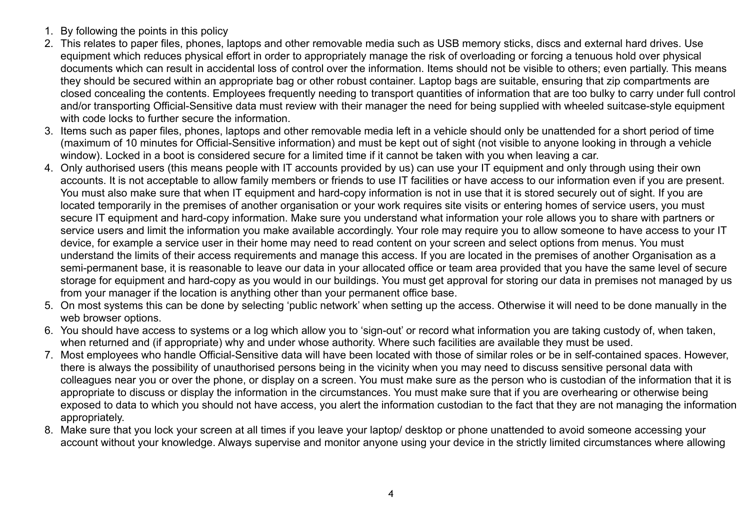1. By following the points in this policy
2. This relates to paper files, phones, laptops and other removable media such as USB memory sticks, discs and external hard drives. Use equipment which reduces physical effort in order to appropriately manage the risk of overloading or forcing a tenuous hold over physical documents which can result in accidental loss of control over the information. Items should not be visible to others; even partially. This means they should be secured within an appropriate bag or other robust container. Laptop bags are suitable, ensuring that zip compartments are closed concealing the contents. Employees frequently needing to transport quantities of information that are too bulky to carry under full control and/or transporting Official-Sensitive data must review with their manager the need for being supplied with wheeled suitcase-style equipment with code locks to further secure the information.
3. Items such as paper files, phones, laptops and other removable media left in a vehicle should only be unattended for a short period of time (maximum of 10 minutes for Official-Sensitive information) and must be kept out of sight (not visible to anyone looking in through a vehicle window). Locked in a boot is considered secure for a limited time if it cannot be taken with you when leaving a car.
4. Only authorised users (this means people with IT accounts provided by us) can use your IT equipment and only through using their own accounts. It is not acceptable to allow family members or friends to use IT facilities or have access to our information even if you are present. You must also make sure that when IT equipment and hard-copy information is not in use that it is stored securely out of sight. If you are located temporarily in the premises of another organisation or your work requires site visits or entering homes of service users, you must secure IT equipment and hard-copy information. Make sure you understand what information your role allows you to share with partners or service users and limit the information you make available accordingly. Your role may require you to allow someone to have access to your IT device, for example a service user in their home may need to read content on your screen and select options from menus. You must understand the limits of their access requirements and manage this access. If you are located in the premises of another Organisation as a semi-permanent base, it is reasonable to leave our data in your allocated office or team area provided that you have the same level of secure storage for equipment and hard-copy as you would in our buildings. You must get approval for storing our data in premises not managed by us from your manager if the location is anything other than your permanent office base.
5. On most systems this can be done by selecting 'public network' when setting up the access. Otherwise it will need to be done manually in the web browser options.
6. You should have access to systems or a log which allow you to 'sign-out' or record what information you are taking custody of, when taken, when returned and (if appropriate) why and under whose authority. Where such facilities are available they must be used.
7. Most employees who handle Official-Sensitive data will have been located with those of similar roles or be in self-contained spaces. However, there is always the possibility of unauthorised persons being in the vicinity when you may need to discuss sensitive personal data with colleagues near you or over the phone, or display on a screen. You must make sure as the person who is custodian of the information that it is appropriate to discuss or display the information in the circumstances. You must make sure that if you are overhearing or otherwise being exposed to data to which you should not have access, you alert the information custodian to the fact that they are not managing the information appropriately.
8. Make sure that you lock your screen at all times if you leave your laptop/ desktop or phone unattended to avoid someone accessing your account without your knowledge. Always supervise and monitor anyone using your device in the strictly limited circumstances where allowing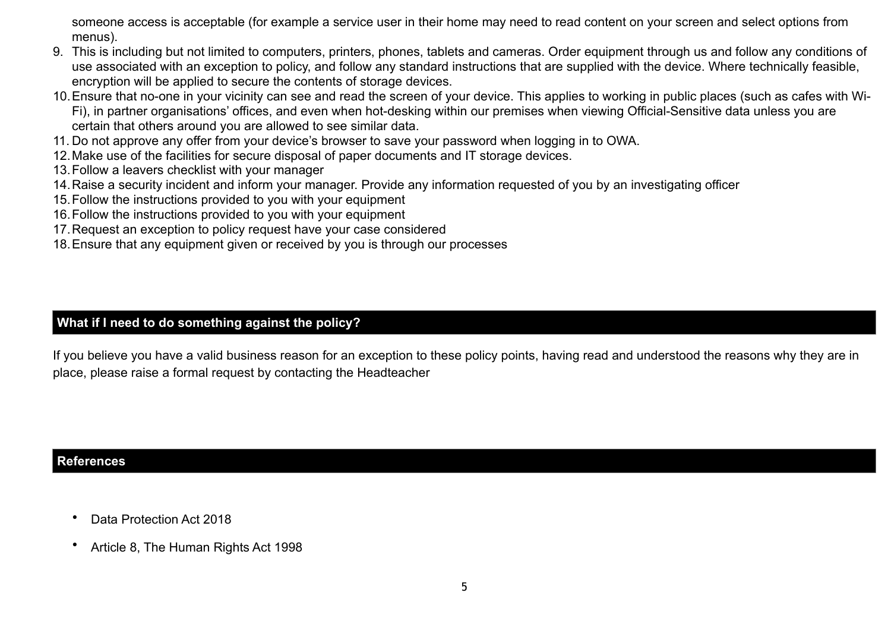someone access is acceptable (for example a service user in their home may need to read content on your screen and select options from menus).

9. This is including but not limited to computers, printers, phones, tablets and cameras. Order equipment through us and follow any conditions of use associated with an exception to policy, and follow any standard instructions that are supplied with the device. Where technically feasible, encryption will be applied to secure the contents of storage devices.
10. Ensure that no-one in your vicinity can see and read the screen of your device. This applies to working in public places (such as cafes with Wi-Fi), in partner organisations' offices, and even when hot-desking within our premises when viewing Official-Sensitive data unless you are certain that others around you are allowed to see similar data.
11. Do not approve any offer from your device's browser to save your password when logging in to OWA.
12. Make use of the facilities for secure disposal of paper documents and IT storage devices.
13. Follow a leavers checklist with your manager
14. Raise a security incident and inform your manager. Provide any information requested of you by an investigating officer
15. Follow the instructions provided to you with your equipment
16. Follow the instructions provided to you with your equipment
17. Request an exception to policy request have your case considered
18. Ensure that any equipment given or received by you is through our processes

## What if I need to do something against the policy?

If you believe you have a valid business reason for an exception to these policy points, having read and understood the reasons why they are in place, please raise a formal request by contacting the Headteacher

## References

- Data Protection Act 2018
- Article 8, The Human Rights Act 1998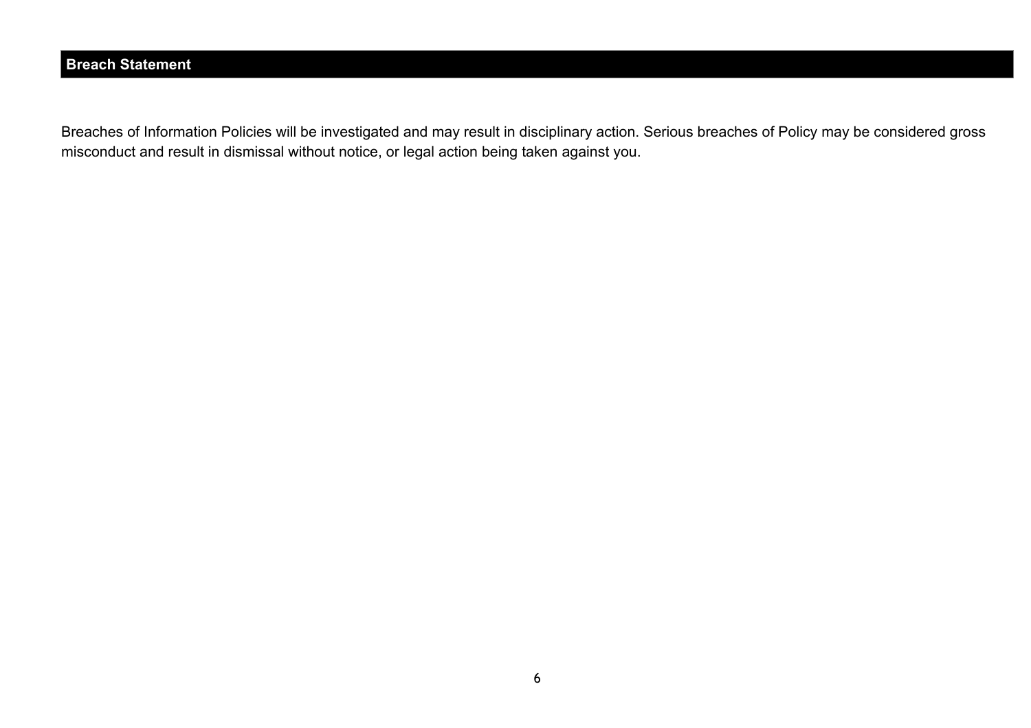## Breach Statement

Breaches of Information Policies will be investigated and may result in disciplinary action. Serious breaches of Policy may be considered gross misconduct and result in dismissal without notice, or legal action being taken against you.